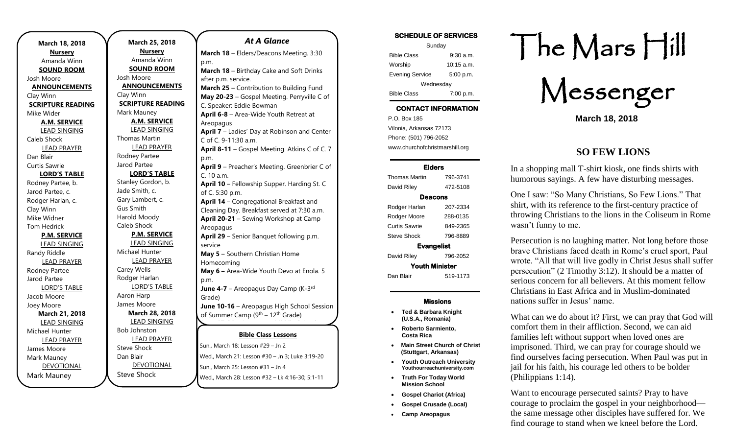**March 18, 2018**

**Nursery**
Amanda Winn

**SOUND ROOM**
Josh Moore

**ANNOUNCEMENTS**
Clay Winn

**SCRIPTURE READING**
Mike Wider

**A.M. SERVICE**

LEAD SINGING
Caleb Shock

LEAD PRAYER
Dan Blair
Curtis Sawrie

**LORD'S TABLE**
Rodney Partee, b.
Jarod Partee, c.
Rodger Harlan, c.
Clay Winn
Mike Widner
Tom Hedrick

**P.M. SERVICE**

LEAD SINGING
Randy Riddle

LEAD PRAYER
Rodney Partee
Jarod Partee

LORD'S TABLE
Jacob Moore
Joey Moore

**March 21, 2018**

LEAD SINGING
Michael Hunter

LEAD PRAYER
James Moore
Mark Mauney

DEVOTIONAL
Mark Mauney

**March 25, 2018**

**Nursery**
Amanda Winn

**SOUND ROOM**
Josh Moore

**ANNOUNCEMENTS**
Clay Winn

**SCRIPTURE READING**
Mark Mauney

**A.M. SERVICE**

LEAD SINGING
Thomas Martin

LEAD PRAYER
Rodney Partee
Jarod Partee

**LORD'S TABLE**
Stanley Gordon, b.
Jade Smith, c.
Gary Lambert, c.
Gus Smith
Harold Moody
Caleb Shock

**P.M. SERVICE**

LEAD SINGING
Michael Hunter

LEAD PRAYER
Carey Wells
Rodger Harlan

LORD'S TABLE
Aaron Harp
James Moore

**March 28, 2018**

LEAD SINGING
Bob Johnston

LEAD PRAYER
Steve Shock
Dan Blair

DEVOTIONAL
Steve Shock

## *At A Glance*

**March 18** – Elders/Deacons Meeting. 3:30 p.m.
**March 18** – Birthday Cake and Soft Drinks after p.m. service.
**March 25** – Contribution to Building Fund
**May 20-23** – Gospel Meeting. Perryville C of C. Speaker: Eddie Bowman
**April 6-8** – Area-Wide Youth Retreat at Areopagus
**April 7** – Ladies' Day at Robinson and Center C of C. 9-11:30 a.m.
**April 8-11** – Gospel Meeting. Atkins C of C. 7 p.m.
**April 9** – Preacher's Meeting. Greenbrier C of C. 10 a.m.
**April 10** – Fellowship Supper. Harding St. C of C. 5:30 p.m.
**April 14** – Congregational Breakfast and Cleaning Day. Breakfast served at 7:30 a.m.
**April 20-21** – Sewing Workshop at Camp Areopagus
**April 29** – Senior Banquet following p.m. service
**May 5** – Southern Christian Home Homecoming
**May 6 –** Area-Wide Youth Devo at Enola. 5 p.m.
**June 4-7** – Areopagus Day Camp (K-3rd Grade)
**June 10-16** – Areopagus High School Session of Summer Camp (9th – 12th Grade)

**Bible Class Lessons**

Sun., March 18: Lesson #29 – Jn 2
Wed., March 21: Lesson #30 – Jn 3; Luke 3:19-20
Sun., March 25: Lesson #31 – Jn 4
Wed., March 28: Lesson #32 – Lk 4:16-30; 5:1-11

**SCHEDULE OF SERVICES**

Sunday

| | |
|---|---|
| Bible Class | 9:30 a.m. |
| Worship | 10:15 a.m. |
| Evening Service | 5:00 p.m. |

Wednesday

| | |
|---|---|
| Bible Class | 7:00 p.m. |

**CONTACT INFORMATION**

P.O. Box 185
Vilonia, Arkansas 72173
Phone: (501) 796-2052
www.churchofchristmarshill.org

**Elders**

| | |
|---|---|
| Thomas Martin | 796-3741 |
| David Riley | 472-5108 |

**Deacons**

| | |
|---|---|
| Rodger Harlan | 207-2334 |
| Rodger Moore | 288-0135 |
| Curtis Sawrie | 849-2365 |
| Steve Shock | 796-8889 |

**Evangelist**

| | |
|---|---|
| David Riley | 796-2052 |

**Youth Minister**

| | |
|---|---|
| Dan Blair | 519-1173 |

**Missions**

- **Ted & Barbara Knight (U.S.A., Romania)**
- **Roberto Sarmiento, Costa Rica**
- **Main Street Church of Christ (Stuttgart, Arkansas)**
- **Youth Outreach University** Youthourreachuniversity.com
- **Truth For Today World Mission School**
- **Gospel Chariot (Africa)**
- **Gospel Crusade (Local)**
- **Camp Areopagus**

# The Mars Hill Messenger

**March 18, 2018**

## SO FEW LIONS

In a shopping mall T-shirt kiosk, one finds shirts with humorous sayings. A few have disturbing messages.

One I saw: "So Many Christians, So Few Lions." That shirt, with its reference to the first-century practice of throwing Christians to the lions in the Coliseum in Rome wasn't funny to me.

Persecution is no laughing matter. Not long before those brave Christians faced death in Rome's cruel sport, Paul wrote. "All that will live godly in Christ Jesus shall suffer persecution" (2 Timothy 3:12). It should be a matter of serious concern for all believers. At this moment fellow Christians in East Africa and in Muslim-dominated nations suffer in Jesus' name.

What can we do about it? First, we can pray that God will comfort them in their affliction. Second, we can aid families left without support when loved ones are imprisoned. Third, we can pray for courage should we find ourselves facing persecution. When Paul was put in jail for his faith, his courage led others to be bolder (Philippians 1:14).

Want to encourage persecuted saints? Pray to have courage to proclaim the gospel in your neighborhood—the same message other disciples have suffered for. We find courage to stand when we kneel before the Lord.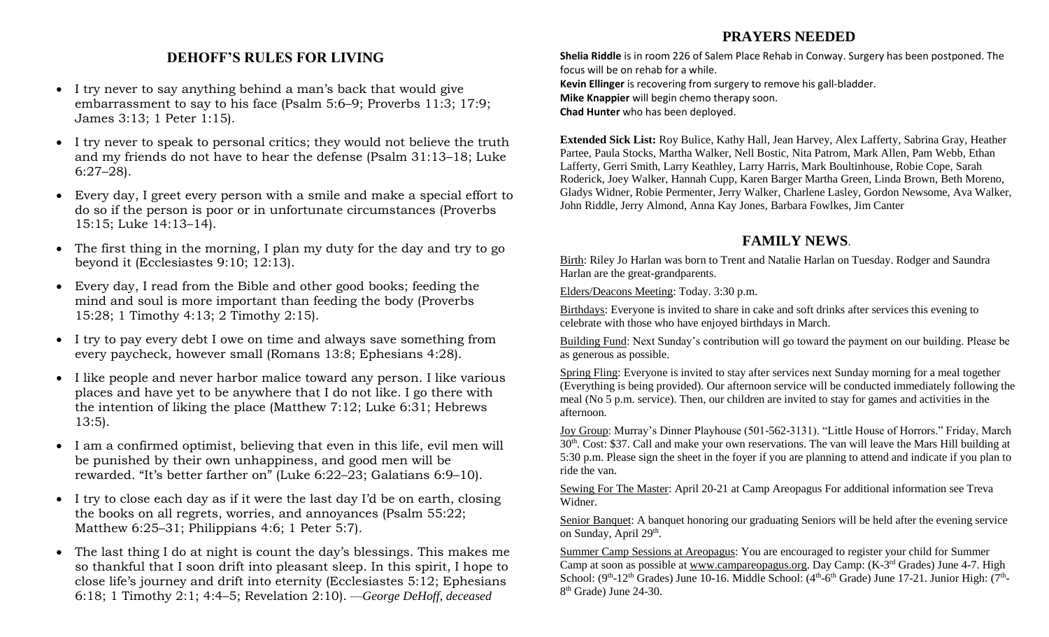## DEHOFF'S RULES FOR LIVING

- I try never to say anything behind a man's back that would give embarrassment to say to his face (Psalm 5:6–9; Proverbs 11:3; 17:9; James 3:13; 1 Peter 1:15).
- I try never to speak to personal critics; they would not believe the truth and my friends do not have to hear the defense (Psalm 31:13–18; Luke 6:27–28).
- Every day, I greet every person with a smile and make a special effort to do so if the person is poor or in unfortunate circumstances (Proverbs 15:15; Luke 14:13–14).
- The first thing in the morning, I plan my duty for the day and try to go beyond it (Ecclesiastes 9:10; 12:13).
- Every day, I read from the Bible and other good books; feeding the mind and soul is more important than feeding the body (Proverbs 15:28; 1 Timothy 4:13; 2 Timothy 2:15).
- I try to pay every debt I owe on time and always save something from every paycheck, however small (Romans 13:8; Ephesians 4:28).
- I like people and never harbor malice toward any person. I like various places and have yet to be anywhere that I do not like. I go there with the intention of liking the place (Matthew 7:12; Luke 6:31; Hebrews 13:5).
- I am a confirmed optimist, believing that even in this life, evil men will be punished by their own unhappiness, and good men will be rewarded. "It's better farther on" (Luke 6:22–23; Galatians 6:9–10).
- I try to close each day as if it were the last day I'd be on earth, closing the books on all regrets, worries, and annoyances (Psalm 55:22; Matthew 6:25–31; Philippians 4:6; 1 Peter 5:7).
- The last thing I do at night is count the day's blessings. This makes me so thankful that I soon drift into pleasant sleep. In this spirit, I hope to close life's journey and drift into eternity (Ecclesiastes 5:12; Ephesians 6:18; 1 Timothy 2:1; 4:4–5; Revelation 2:10). —*George DeHoff, deceased*

## PRAYERS NEEDED

**Shelia Riddle** is in room 226 of Salem Place Rehab in Conway. Surgery has been postponed. The focus will be on rehab for a while.
**Kevin Ellinger** is recovering from surgery to remove his gall-bladder.
**Mike Knappier** will begin chemo therapy soon.
**Chad Hunter** who has been deployed.

**Extended Sick List:** Roy Bulice, Kathy Hall, Jean Harvey, Alex Lafferty, Sabrina Gray, Heather Partee, Paula Stocks, Martha Walker, Nell Bostic, Nita Patrom, Mark Allen, Pam Webb, Ethan Lafferty, Gerri Smith, Larry Keathley, Larry Harris, Mark Boultinhouse, Robie Cope, Sarah Roderick, Joey Walker, Hannah Cupp, Karen Barger Martha Green, Linda Brown, Beth Moreno, Gladys Widner, Robie Permenter, Jerry Walker, Charlene Lasley, Gordon Newsome, Ava Walker, John Riddle, Jerry Almond, Anna Kay Jones, Barbara Fowlkes, Jim Canter

## FAMILY NEWS.

Birth: Riley Jo Harlan was born to Trent and Natalie Harlan on Tuesday. Rodger and Saundra Harlan are the great-grandparents.

Elders/Deacons Meeting: Today. 3:30 p.m.

Birthdays: Everyone is invited to share in cake and soft drinks after services this evening to celebrate with those who have enjoyed birthdays in March.

Building Fund: Next Sunday's contribution will go toward the payment on our building. Please be as generous as possible.

Spring Fling: Everyone is invited to stay after services next Sunday morning for a meal together (Everything is being provided). Our afternoon service will be conducted immediately following the meal (No 5 p.m. service). Then, our children are invited to stay for games and activities in the afternoon.

Joy Group: Murray's Dinner Playhouse (501-562-3131). "Little House of Horrors." Friday, March 30th. Cost: $37. Call and make your own reservations. The van will leave the Mars Hill building at 5:30 p.m. Please sign the sheet in the foyer if you are planning to attend and indicate if you plan to ride the van.

Sewing For The Master: April 20-21 at Camp Areopagus For additional information see Treva Widner.

Senior Banquet: A banquet honoring our graduating Seniors will be held after the evening service on Sunday, April 29th.

Summer Camp Sessions at Areopagus: You are encouraged to register your child for Summer Camp at soon as possible at www.campareopagus.org. Day Camp: (K-3rd Grades) June 4-7. High School: (9th-12th Grades) June 10-16. Middle School: (4th-6th Grade) June 17-21. Junior High: (7th-8th Grade) June 24-30.